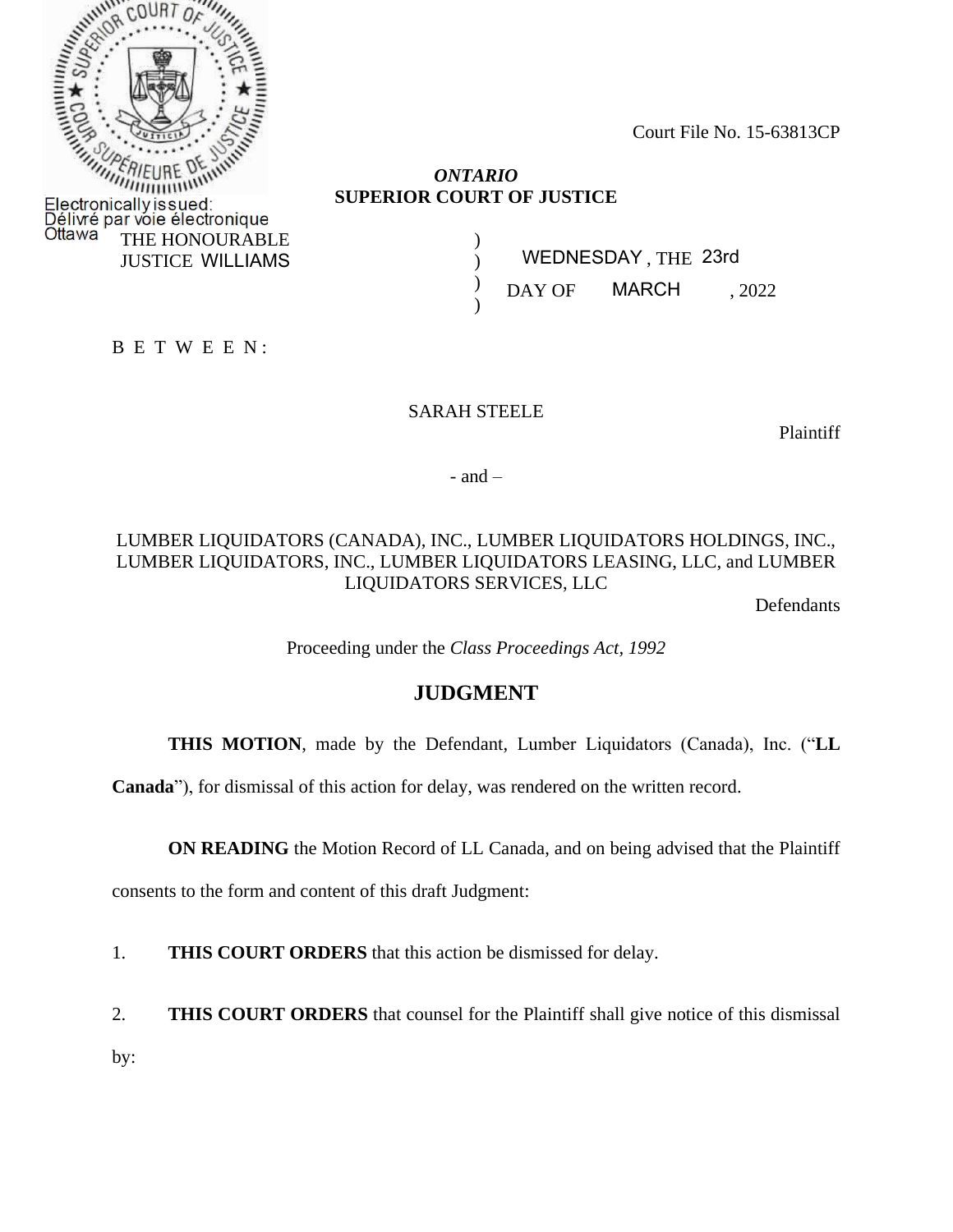Electronically issued:
Délivré par voie électronique
Ottawa

Court File No. 15-63813CP

*ONTARIO*
**SUPERIOR COURT OF JUSTICE**

THE HONOURABLE JUSTICE WILLIAMS ) WEDNESDAY, THE 23rd DAY OF MARCH, 2022

B E T W E E N:

SARAH STEELE

Plaintiff

- and –

LUMBER LIQUIDATORS (CANADA), INC., LUMBER LIQUIDATORS HOLDINGS, INC., LUMBER LIQUIDATORS, INC., LUMBER LIQUIDATORS LEASING, LLC, and LUMBER LIQUIDATORS SERVICES, LLC

Defendants

Proceeding under the *Class Proceedings Act, 1992*

## JUDGMENT

**THIS MOTION**, made by the Defendant, Lumber Liquidators (Canada), Inc. ("**LL Canada**"), for dismissal of this action for delay, was rendered on the written record.

**ON READING** the Motion Record of LL Canada, and on being advised that the Plaintiff consents to the form and content of this draft Judgment:

1. **THIS COURT ORDERS** that this action be dismissed for delay.

2. **THIS COURT ORDERS** that counsel for the Plaintiff shall give notice of this dismissal by: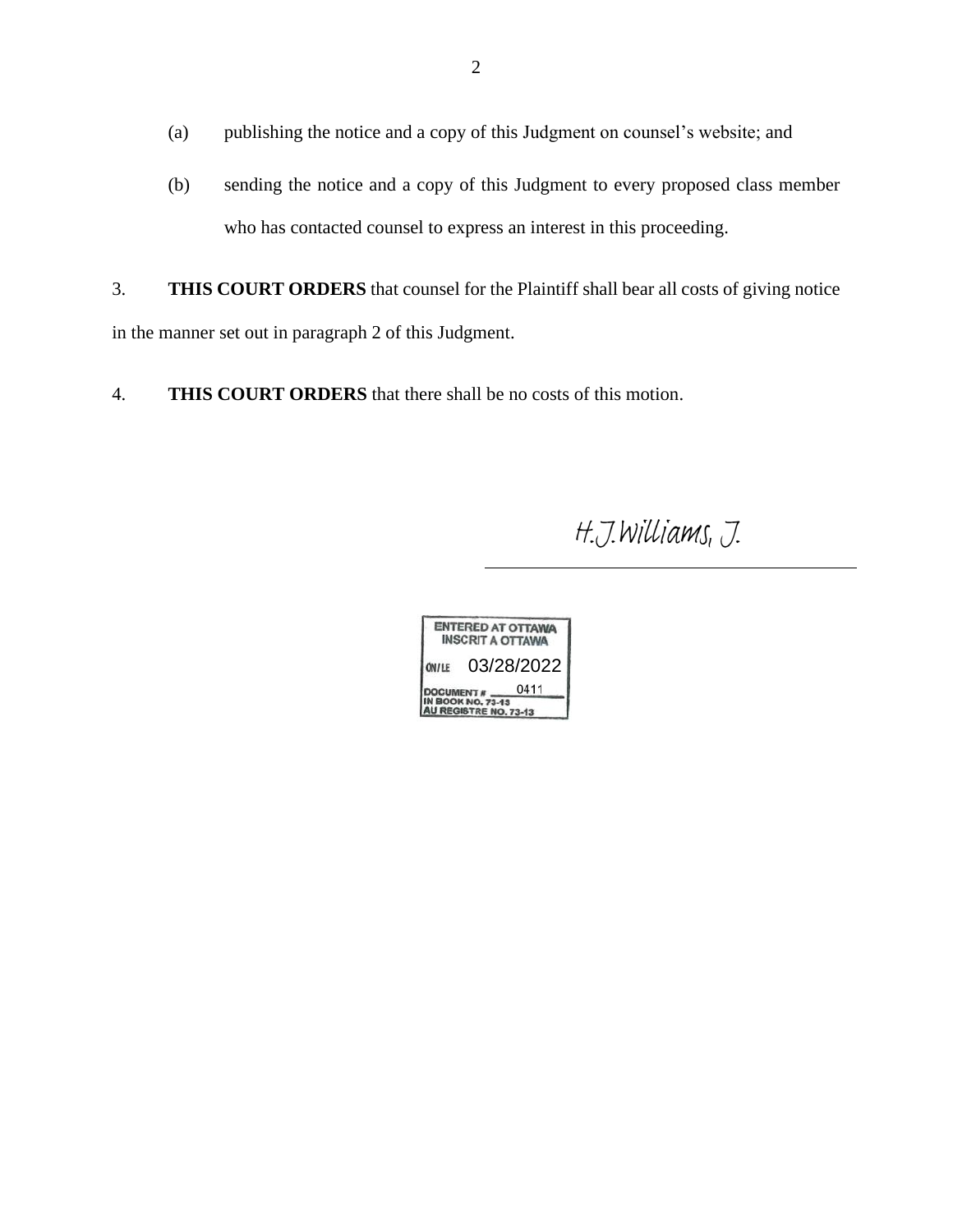(a) publishing the notice and a copy of this Judgment on counsel's website; and

(b) sending the notice and a copy of this Judgment to every proposed class member who has contacted counsel to express an interest in this proceeding.

3. **THIS COURT ORDERS** that counsel for the Plaintiff shall bear all costs of giving notice in the manner set out in paragraph 2 of this Judgment.

4. **THIS COURT ORDERS** that there shall be no costs of this motion.

H.J.Williams, J.

ENTERED AT OTTAWA
INSCRIT A OTTAWA
ON/LE 03/28/2022
DOCUMENT # 0411
IN BOOK NO. 73-13
AU REGISTRE NO. 73-13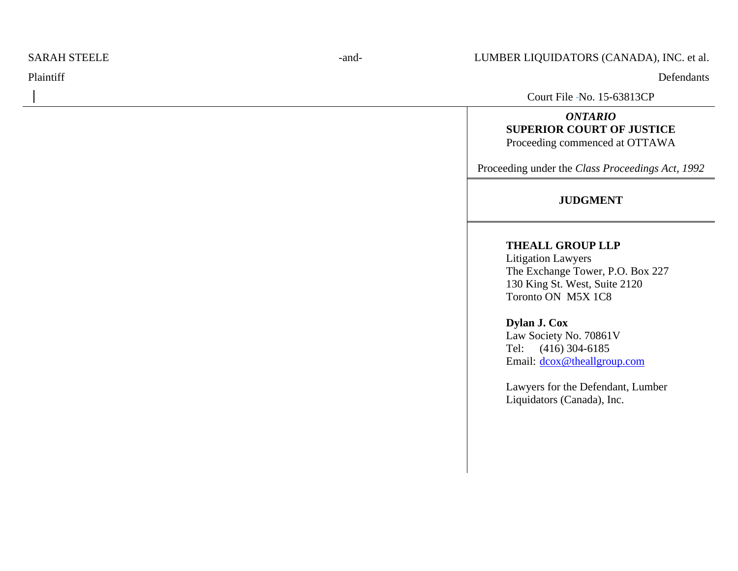SARAH STEELE -and- LUMBER LIQUIDATORS (CANADA), INC. et al.

Plaintiff Defendants

Court File No. 15-63813CP

***ONTARIO***
**SUPERIOR COURT OF JUSTICE**
Proceeding commenced at OTTAWA

Proceeding under the *Class Proceedings Act, 1992*

**JUDGMENT**

**THEALL GROUP LLP**
Litigation Lawyers
The Exchange Tower, P.O. Box 227
130 King St. West, Suite 2120
Toronto ON M5X 1C8

**Dylan J. Cox**
Law Society No. 70861V
Tel: (416) 304-6185
Email: dcox@theallgroup.com

Lawyers for the Defendant, Lumber Liquidators (Canada), Inc.